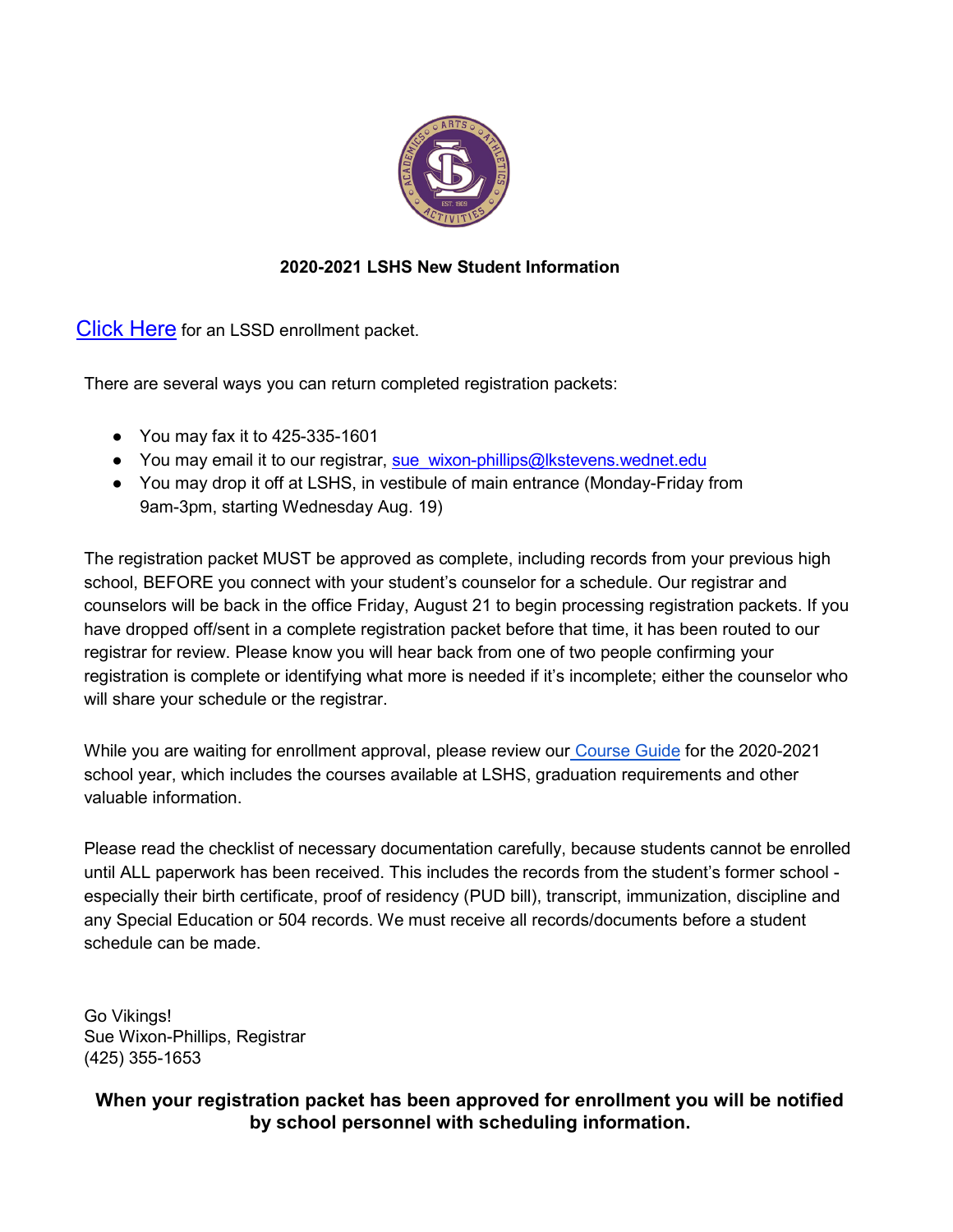# 2020-2021 LSHS New Student Information

[Click Here] for an LSSD enrollment packet.

There are several ways you can return completed registration packets:

- You may fax it to 425-335-1601
- You may email it to our registrar, sue_wixon-phillips@lkstevens.wednet.edu
- You may drop it off at LSHS, in vestibule of main entrance (Monday-Friday from 9am-3pm, starting Wednesday Aug. 19)

The registration packet MUST be approved as complete, including records from your previous high school, BEFORE you connect with your student's counselor for a schedule. Our registrar and counselors will be back in the office Friday, August 21 to begin processing registration packets. If you have dropped off/sent in a complete registration packet before that time, it has been routed to our registrar for review. Please know you will hear back from one of two people confirming your registration is complete or identifying what more is needed if it's incomplete; either the counselor who will share your schedule or the registrar.

While you are waiting for enrollment approval, please review our Course Guide for the 2020-2021 school year, which includes the courses available at LSHS, graduation requirements and other valuable information.

Please read the checklist of necessary documentation carefully, because students cannot be enrolled until ALL paperwork has been received. This includes the records from the student's former school - especially their birth certificate, proof of residency (PUD bill), transcript, immunization, discipline and any Special Education or 504 records. We must receive all records/documents before a student schedule can be made.

Go Vikings!
Sue Wixon-Phillips, Registrar
(425) 355-1653

**When your registration packet has been approved for enrollment you will be notified by school personnel with scheduling information.**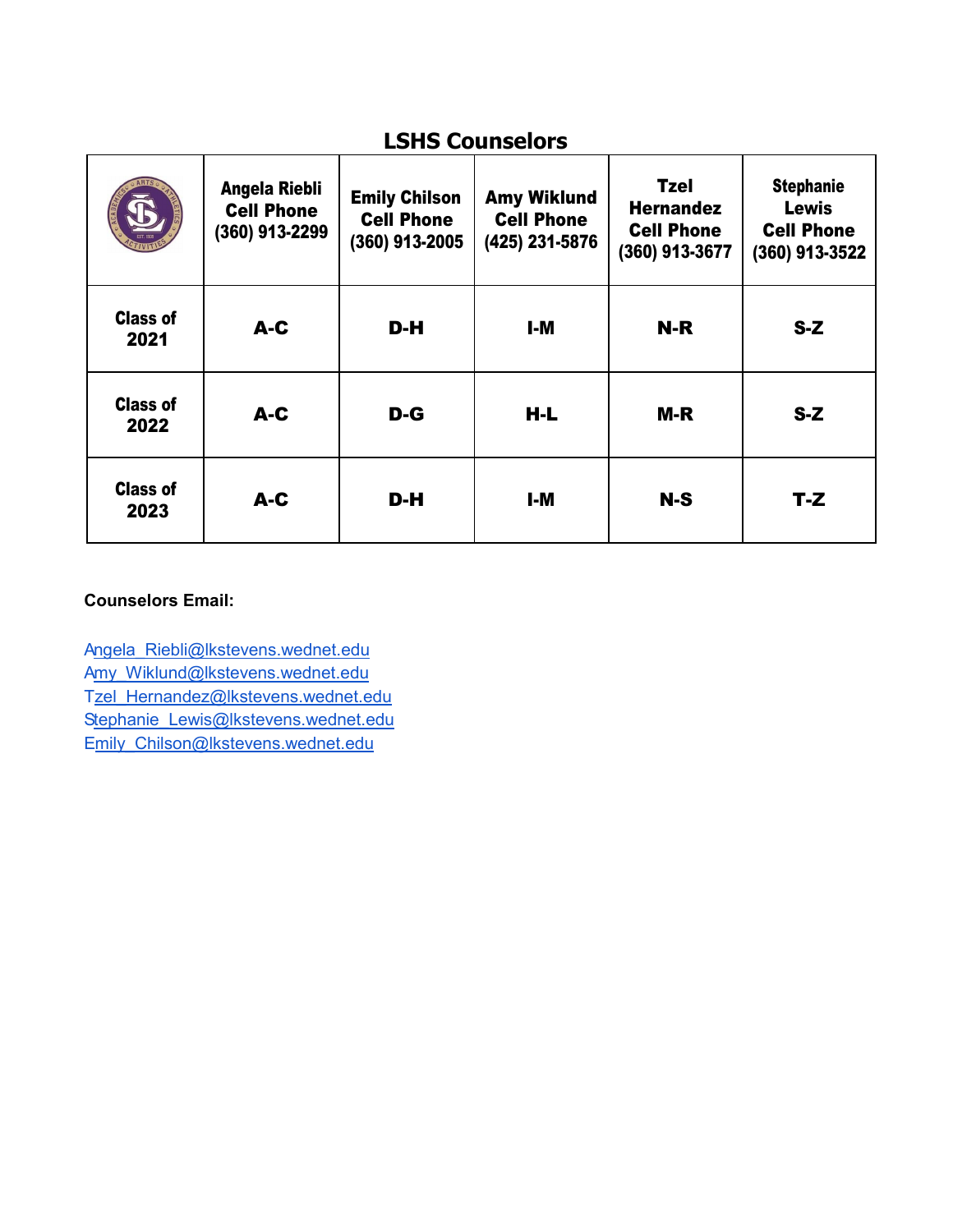# LSHS Counselors

| | Angela Riebli Cell Phone (360) 913-2299 | Emily Chilson Cell Phone (360) 913-2005 | Amy Wiklund Cell Phone (425) 231-5876 | Tzel Hernandez Cell Phone (360) 913-3677 | Stephanie Lewis Cell Phone (360) 913-3522 |
|---|---|---|---|---|---|
| Class of 2021 | A-C | D-H | I-M | N-R | S-Z |
| Class of 2022 | A-C | D-G | H-L | M-R | S-Z |
| Class of 2023 | A-C | D-H | I-M | N-S | T-Z |

**Counselors Email:**

Angela_Riebli@lkstevens.wednet.edu
Amy_Wiklund@lkstevens.wednet.edu
Tzel_Hernandez@lkstevens.wednet.edu
Stephanie_Lewis@lkstevens.wednet.edu
Emily_Chilson@lkstevens.wednet.edu